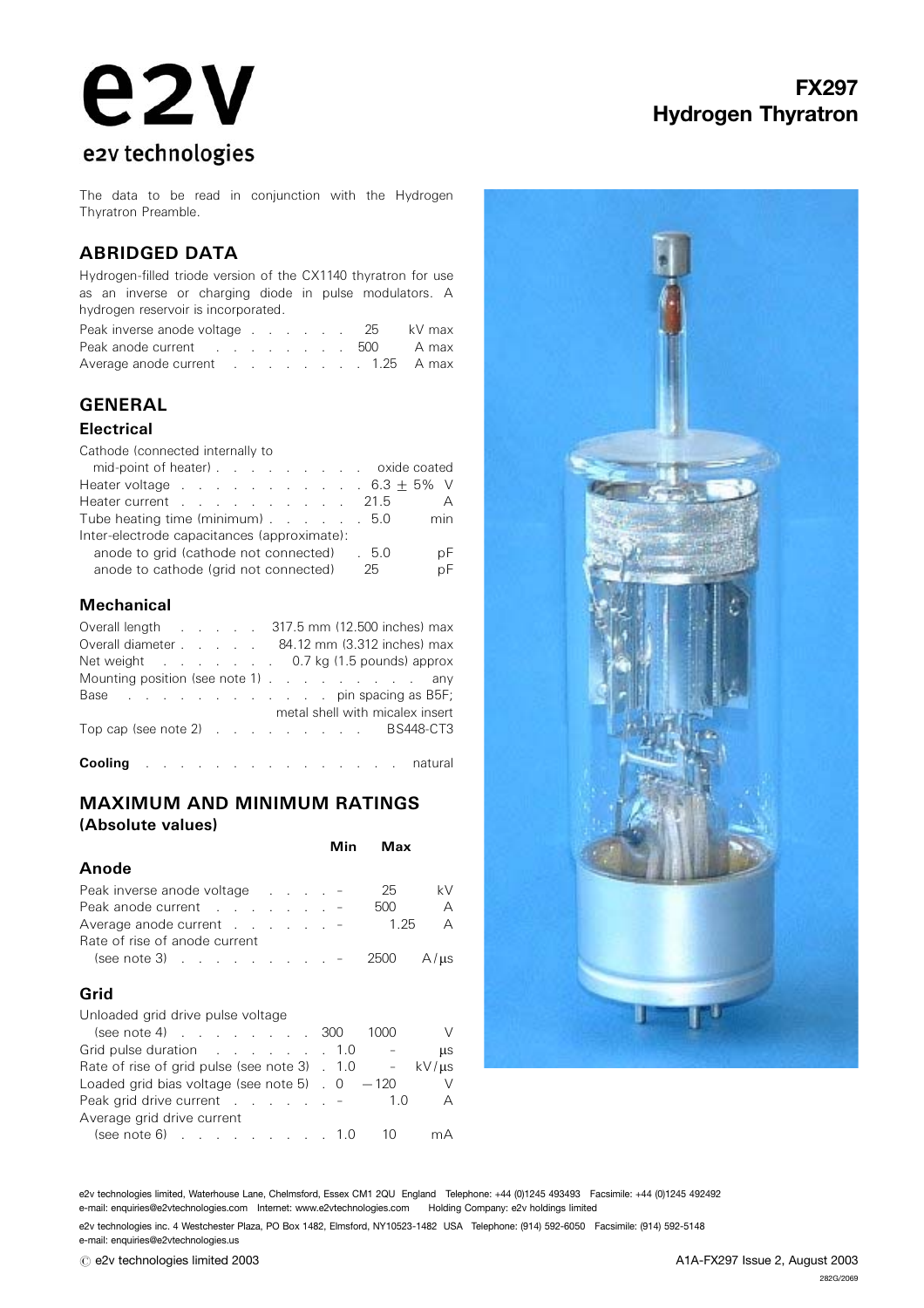# e2v

e2v technologies

# FX297 Hydrogen Thyratron

The data to be read in conjunction with the Hydrogen Thyratron Preamble.

## ABRIDGED DATA

Hydrogen-filled triode version of the CX1140 thyratron for use as an inverse or charging diode in pulse modulators. A hydrogen reservoir is incorporated.

| | | |
|---|---|---|
| Peak inverse anode voltage | 25 | kV max |
| Peak anode current | 500 | A max |
| Average anode current | 1.25 | A max |

## GENERAL

### Electrical

| | | |
|---|---|---|
| Cathode (connected internally to mid-point of heater) | oxide coated | |
| Heater voltage | 6.3 ± 5% | V |
| Heater current | 21.5 | A |
| Tube heating time (minimum) | 5.0 | min |
| Inter-electrode capacitances (approximate): | | |
| anode to grid (cathode not connected) | 5.0 | pF |
| anode to cathode (grid not connected) | 25 | pF |

### Mechanical

| | |
|---|---|
| Overall length | 317.5 mm (12.500 inches) max |
| Overall diameter | 84.12 mm (3.312 inches) max |
| Net weight | 0.7 kg (1.5 pounds) approx |
| Mounting position (see note 1) | any |
| Base | pin spacing as B5F; metal shell with micalex insert |
| Top cap (see note 2) | BS448-CT3 |

**Cooling** . . . . . . . . . . . . . . . . natural

## MAXIMUM AND MINIMUM RATINGS (Absolute values)

| | Min | Max | |
|---|---|---|---|
| **Anode** | | | |
| Peak inverse anode voltage | – | 25 | kV |
| Peak anode current | – | 500 | A |
| Average anode current | – | 1.25 | A |
| Rate of rise of anode current (see note 3) | – | 2500 | A/μs |
| **Grid** | | | |
| Unloaded grid drive pulse voltage (see note 4) | 300 | 1000 | V |
| Grid pulse duration | 1.0 | – | μs |
| Rate of rise of grid pulse (see note 3) | 1.0 | – | kV/μs |
| Loaded grid bias voltage (see note 5) | 0 | −120 | V |
| Peak grid drive current | – | 1.0 | A |
| Average grid drive current (see note 6) | 1.0 | 10 | mA |

e2v technologies limited, Waterhouse Lane, Chelmsford, Essex CM1 2QU England Telephone: +44 (0)1245 493493 Facsimile: +44 (0)1245 492492
e-mail: enquiries@e2vtechnologies.com Internet: www.e2vtechnologies.com Holding Company: e2v holdings limited

e2v technologies inc. 4 Westchester Plaza, PO Box 1482, Elmsford, NY10523-1482 USA Telephone: (914) 592-6050 Facsimile: (914) 592-5148
e-mail: enquiries@e2vtechnologies.us

© e2v technologies limited 2003

A1A-FX297 Issue 2, August 2003

282G/2069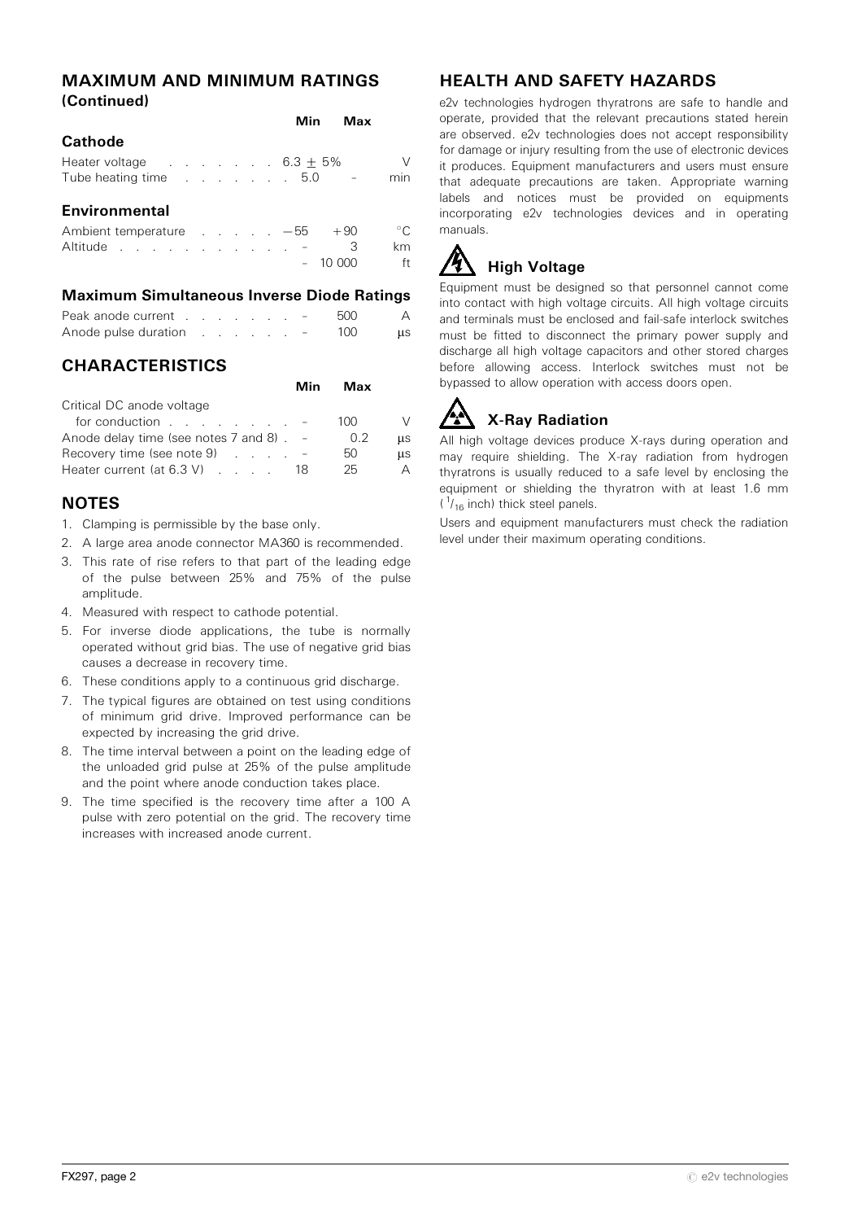## MAXIMUM AND MINIMUM RATINGS (Continued)

### Cathode

| | Min | Max | |
|---|---|---|---|
| Heater voltage | $6.3 \pm 5\%$ | | V |
| Tube heating time | 5.0 | – | min |

### Environmental

| | Min | Max | |
|---|---|---|---|
| Ambient temperature | −55 | +90 | °C |
| Altitude | – | 3 | km |
| | – | 10 000 | ft |

### Maximum Simultaneous Inverse Diode Ratings

| | Min | Max | |
|---|---|---|---|
| Peak anode current | – | 500 | A |
| Anode pulse duration | – | 100 | μs |

## CHARACTERISTICS

| | Min | Max | |
|---|---|---|---|
| Critical DC anode voltage for conduction | – | 100 | V |
| Anode delay time (see notes 7 and 8) | – | 0.2 | μs |
| Recovery time (see note 9) | – | 50 | μs |
| Heater current (at 6.3 V) | 18 | 25 | A |

## NOTES

1. Clamping is permissible by the base only.
2. A large area anode connector MA360 is recommended.
3. This rate of rise refers to that part of the leading edge of the pulse between 25% and 75% of the pulse amplitude.
4. Measured with respect to cathode potential.
5. For inverse diode applications, the tube is normally operated without grid bias. The use of negative grid bias causes a decrease in recovery time.
6. These conditions apply to a continuous grid discharge.
7. The typical figures are obtained on test using conditions of minimum grid drive. Improved performance can be expected by increasing the grid drive.
8. The time interval between a point on the leading edge of the unloaded grid pulse at 25% of the pulse amplitude and the point where anode conduction takes place.
9. The time specified is the recovery time after a 100 A pulse with zero potential on the grid. The recovery time increases with increased anode current.

## HEALTH AND SAFETY HAZARDS

e2v technologies hydrogen thyratrons are safe to handle and operate, provided that the relevant precautions stated herein are observed. e2v technologies does not accept responsibility for damage or injury resulting from the use of electronic devices it produces. Equipment manufacturers and users must ensure that adequate precautions are taken. Appropriate warning labels and notices must be provided on equipments incorporating e2v technologies devices and in operating manuals.

### High Voltage

Equipment must be designed so that personnel cannot come into contact with high voltage circuits. All high voltage circuits and terminals must be enclosed and fail-safe interlock switches must be fitted to disconnect the primary power supply and discharge all high voltage capacitors and other stored charges before allowing access. Interlock switches must not be bypassed to allow operation with access doors open.

### X-Ray Radiation

All high voltage devices produce X-rays during operation and may require shielding. The X-ray radiation from hydrogen thyratrons is usually reduced to a safe level by enclosing the equipment or shielding the thyratron with at least 1.6 mm ($^1/_{16}$ inch) thick steel panels.

Users and equipment manufacturers must check the radiation level under their maximum operating conditions.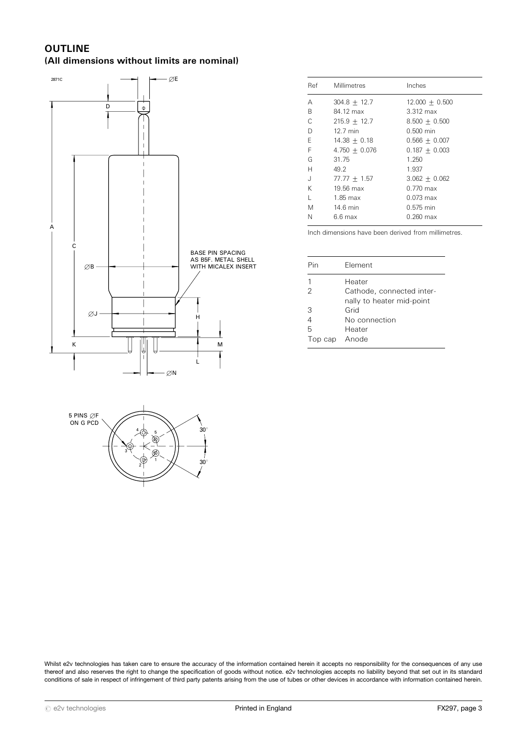## OUTLINE

**(All dimensions without limits are nominal)**

2871C

BASE PIN SPACING AS B5F. METAL SHELL WITH MICALEX INSERT

5 PINS ∅F ON G PCD

30°

30°

| Ref | Millimetres | Inches |
|---|---|---|
| A | 304.8 ± 12.7 | 12.000 ± 0.500 |
| B | 84.12 max | 3.312 max |
| C | 215.9 ± 12.7 | 8.500 ± 0.500 |
| D | 12.7 min | 0.500 min |
| E | 14.38 ± 0.18 | 0.566 ± 0.007 |
| F | 4.750 ± 0.076 | 0.187 ± 0.003 |
| G | 31.75 | 1.250 |
| H | 49.2 | 1.937 |
| J | 77.77 ± 1.57 | 3.062 ± 0.062 |
| K | 19.56 max | 0.770 max |
| L | 1.85 max | 0.073 max |
| M | 14.6 min | 0.575 min |
| N | 6.6 max | 0.260 max |

Inch dimensions have been derived from millimetres.

| Pin | Element |
|---|---|
| 1 | Heater |
| 2 | Cathode, connected internally to heater mid-point |
| 3 | Grid |
| 4 | No connection |
| 5 | Heater |
| Top cap | Anode |

Whilst e2v technologies has taken care to ensure the accuracy of the information contained herein it accepts no responsibility for the consequences of any use thereof and also reserves the right to change the specification of goods without notice. e2v technologies accepts no liability beyond that set out in its standard conditions of sale in respect of infringement of third party patents arising from the use of tubes or other devices in accordance with information contained herein.